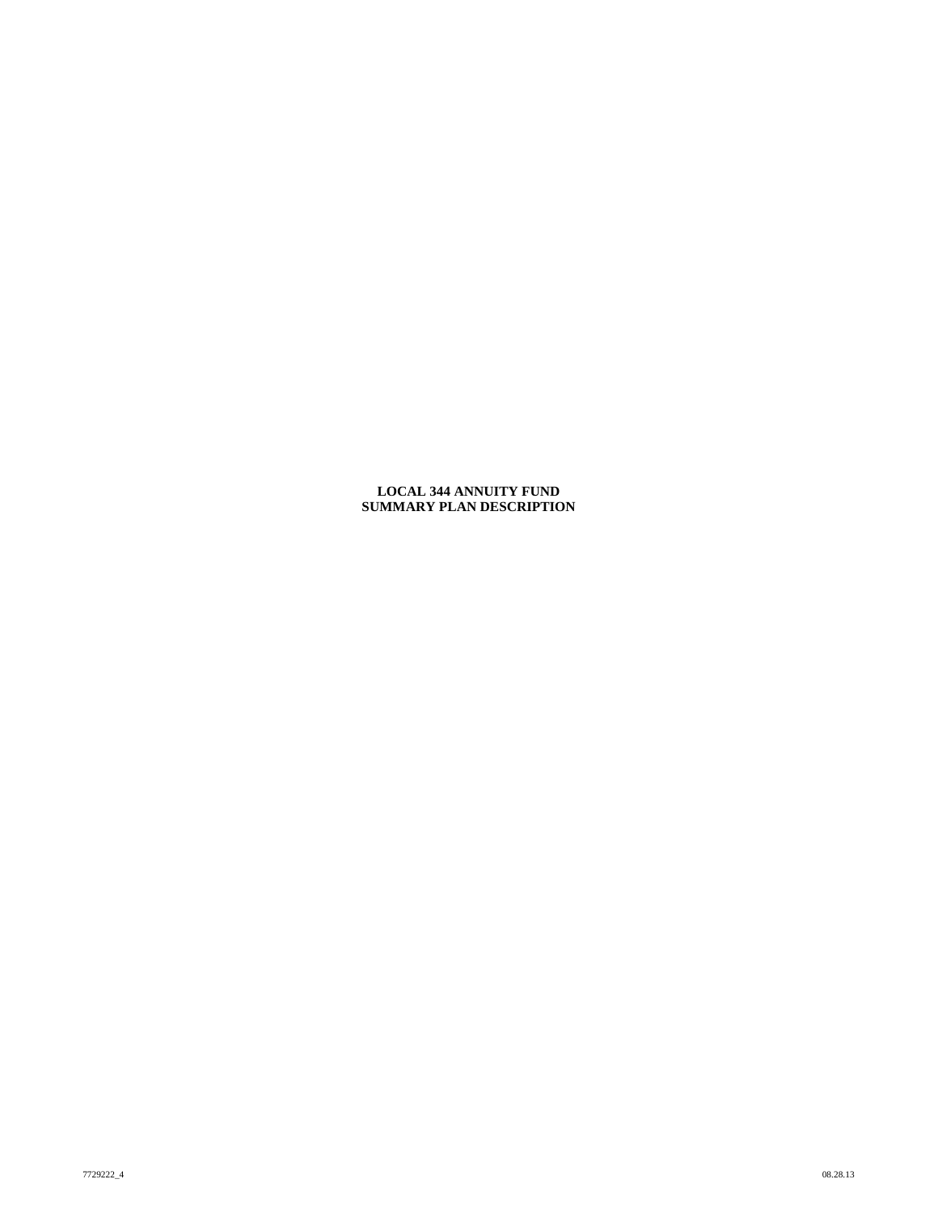# LOCAL 344 ANNUITY FUND
# SUMMARY PLAN DESCRIPTION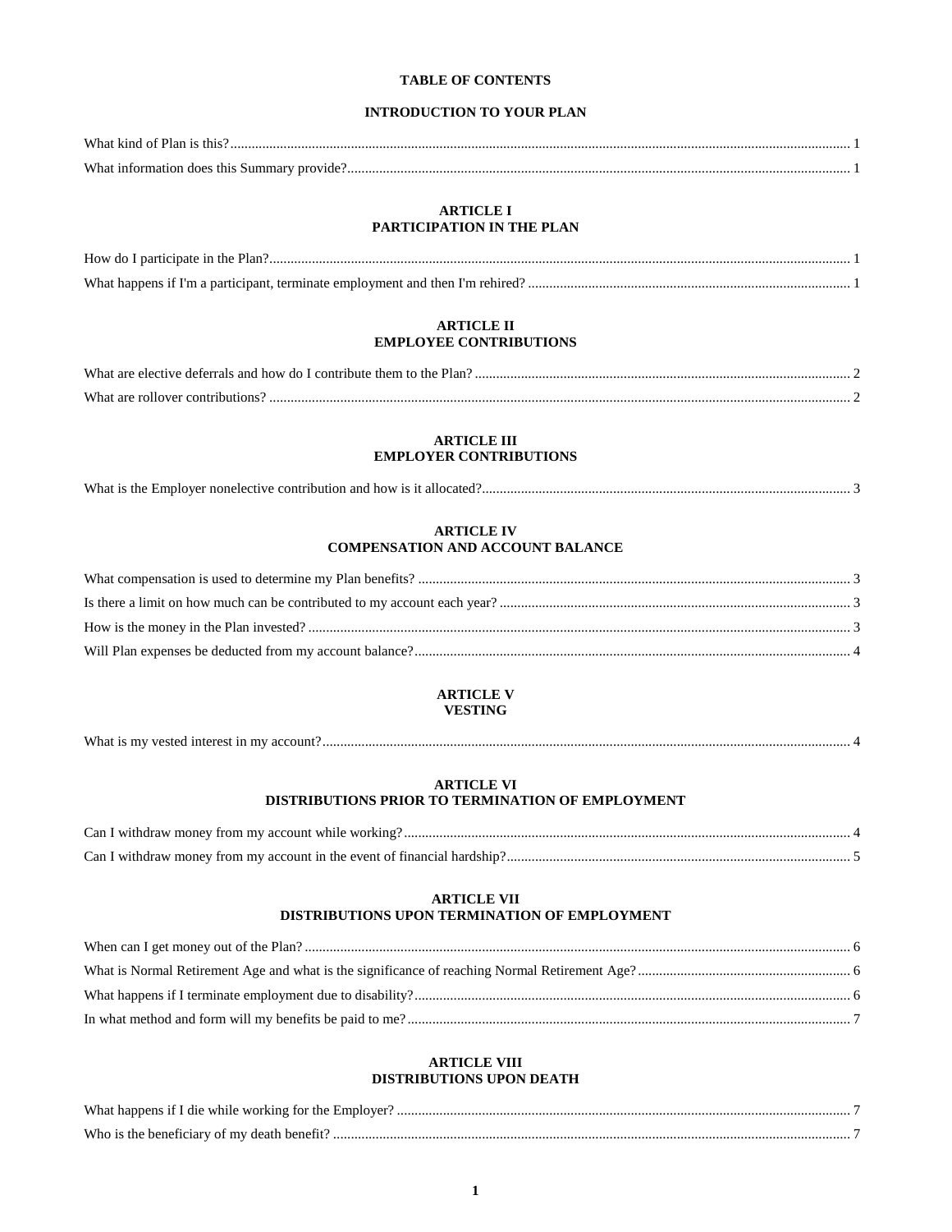# TABLE OF CONTENTS

## INTRODUCTION TO YOUR PLAN

What kind of Plan is this? ... 1

What information does this Summary provide? ... 1

## ARTICLE I
## PARTICIPATION IN THE PLAN

How do I participate in the Plan? ... 1

What happens if I'm a participant, terminate employment and then I'm rehired? ... 1

## ARTICLE II
## EMPLOYEE CONTRIBUTIONS

What are elective deferrals and how do I contribute them to the Plan? ... 2

What are rollover contributions? ... 2

## ARTICLE III
## EMPLOYER CONTRIBUTIONS

What is the Employer nonelective contribution and how is it allocated? ... 3

## ARTICLE IV
## COMPENSATION AND ACCOUNT BALANCE

What compensation is used to determine my Plan benefits? ... 3

Is there a limit on how much can be contributed to my account each year? ... 3

How is the money in the Plan invested? ... 3

Will Plan expenses be deducted from my account balance? ... 4

## ARTICLE V
## VESTING

What is my vested interest in my account? ... 4

## ARTICLE VI
## DISTRIBUTIONS PRIOR TO TERMINATION OF EMPLOYMENT

Can I withdraw money from my account while working? ... 4

Can I withdraw money from my account in the event of financial hardship? ... 5

## ARTICLE VII
## DISTRIBUTIONS UPON TERMINATION OF EMPLOYMENT

When can I get money out of the Plan? ... 6

What is Normal Retirement Age and what is the significance of reaching Normal Retirement Age? ... 6

What happens if I terminate employment due to disability? ... 6

In what method and form will my benefits be paid to me? ... 7

## ARTICLE VIII
## DISTRIBUTIONS UPON DEATH

What happens if I die while working for the Employer? ... 7

Who is the beneficiary of my death benefit? ... 7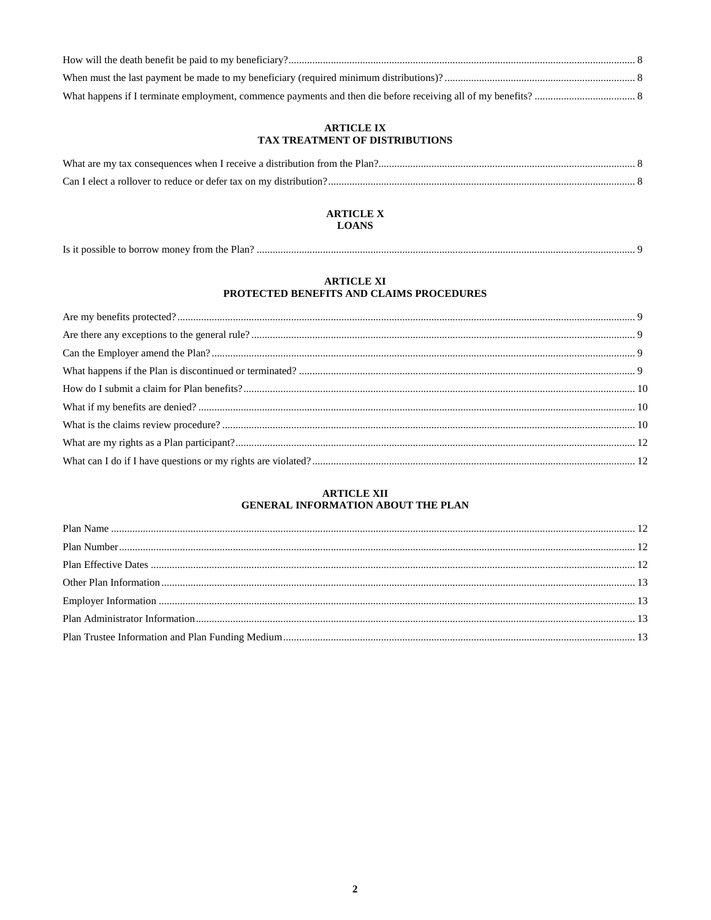How will the death benefit be paid to my beneficiary? ..... 8

When must the last payment be made to my beneficiary (required minimum distributions)? ..... 8

What happens if I terminate employment, commence payments and then die before receiving all of my benefits? ..... 8

## ARTICLE IX
## TAX TREATMENT OF DISTRIBUTIONS

What are my tax consequences when I receive a distribution from the Plan? ..... 8

Can I elect a rollover to reduce or defer tax on my distribution? ..... 8

## ARTICLE X
## LOANS

Is it possible to borrow money from the Plan? ..... 9

## ARTICLE XI
## PROTECTED BENEFITS AND CLAIMS PROCEDURES

Are my benefits protected? ..... 9

Are there any exceptions to the general rule? ..... 9

Can the Employer amend the Plan? ..... 9

What happens if the Plan is discontinued or terminated? ..... 9

How do I submit a claim for Plan benefits? ..... 10

What if my benefits are denied? ..... 10

What is the claims review procedure? ..... 10

What are my rights as a Plan participant? ..... 12

What can I do if I have questions or my rights are violated? ..... 12

## ARTICLE XII
## GENERAL INFORMATION ABOUT THE PLAN

Plan Name ..... 12

Plan Number ..... 12

Plan Effective Dates ..... 12

Other Plan Information ..... 13

Employer Information ..... 13

Plan Administrator Information ..... 13

Plan Trustee Information and Plan Funding Medium ..... 13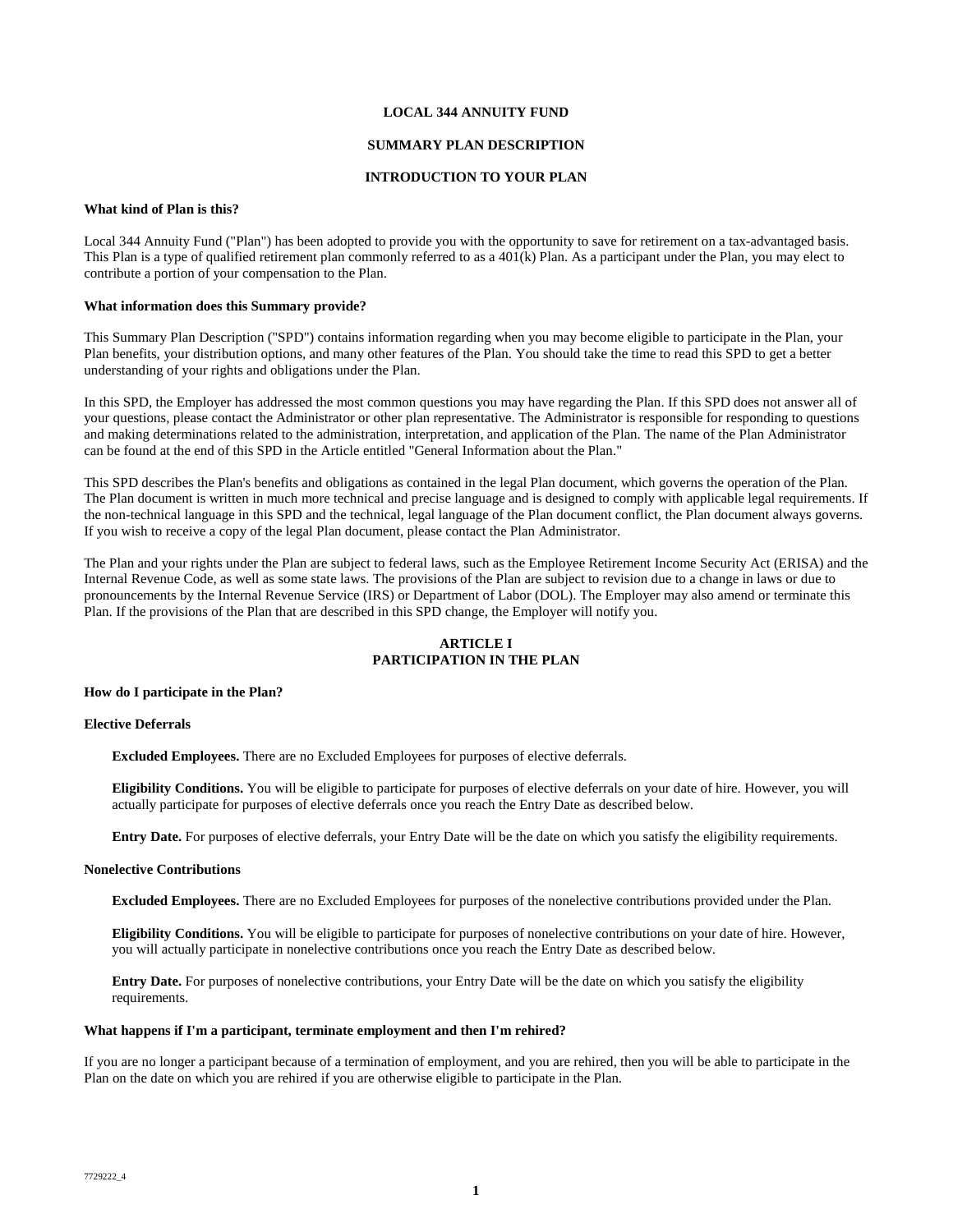# LOCAL 344 ANNUITY FUND

## SUMMARY PLAN DESCRIPTION

## INTRODUCTION TO YOUR PLAN

**What kind of Plan is this?**

Local 344 Annuity Fund ("Plan") has been adopted to provide you with the opportunity to save for retirement on a tax-advantaged basis. This Plan is a type of qualified retirement plan commonly referred to as a 401(k) Plan. As a participant under the Plan, you may elect to contribute a portion of your compensation to the Plan.

**What information does this Summary provide?**

This Summary Plan Description ("SPD") contains information regarding when you may become eligible to participate in the Plan, your Plan benefits, your distribution options, and many other features of the Plan. You should take the time to read this SPD to get a better understanding of your rights and obligations under the Plan.

In this SPD, the Employer has addressed the most common questions you may have regarding the Plan. If this SPD does not answer all of your questions, please contact the Administrator or other plan representative. The Administrator is responsible for responding to questions and making determinations related to the administration, interpretation, and application of the Plan. The name of the Plan Administrator can be found at the end of this SPD in the Article entitled "General Information about the Plan."

This SPD describes the Plan's benefits and obligations as contained in the legal Plan document, which governs the operation of the Plan. The Plan document is written in much more technical and precise language and is designed to comply with applicable legal requirements. If the non-technical language in this SPD and the technical, legal language of the Plan document conflict, the Plan document always governs. If you wish to receive a copy of the legal Plan document, please contact the Plan Administrator.

The Plan and your rights under the Plan are subject to federal laws, such as the Employee Retirement Income Security Act (ERISA) and the Internal Revenue Code, as well as some state laws. The provisions of the Plan are subject to revision due to a change in laws or due to pronouncements by the Internal Revenue Service (IRS) or Department of Labor (DOL). The Employer may also amend or terminate this Plan. If the provisions of the Plan that are described in this SPD change, the Employer will notify you.

## ARTICLE I
## PARTICIPATION IN THE PLAN

**How do I participate in the Plan?**

**Elective Deferrals**

**Excluded Employees.** There are no Excluded Employees for purposes of elective deferrals.

**Eligibility Conditions.** You will be eligible to participate for purposes of elective deferrals on your date of hire. However, you will actually participate for purposes of elective deferrals once you reach the Entry Date as described below.

**Entry Date.** For purposes of elective deferrals, your Entry Date will be the date on which you satisfy the eligibility requirements.

**Nonelective Contributions**

**Excluded Employees.** There are no Excluded Employees for purposes of the nonelective contributions provided under the Plan.

**Eligibility Conditions.** You will be eligible to participate for purposes of nonelective contributions on your date of hire. However, you will actually participate in nonelective contributions once you reach the Entry Date as described below.

**Entry Date.** For purposes of nonelective contributions, your Entry Date will be the date on which you satisfy the eligibility requirements.

**What happens if I'm a participant, terminate employment and then I'm rehired?**

If you are no longer a participant because of a termination of employment, and you are rehired, then you will be able to participate in the Plan on the date on which you are rehired if you are otherwise eligible to participate in the Plan.

7729222_4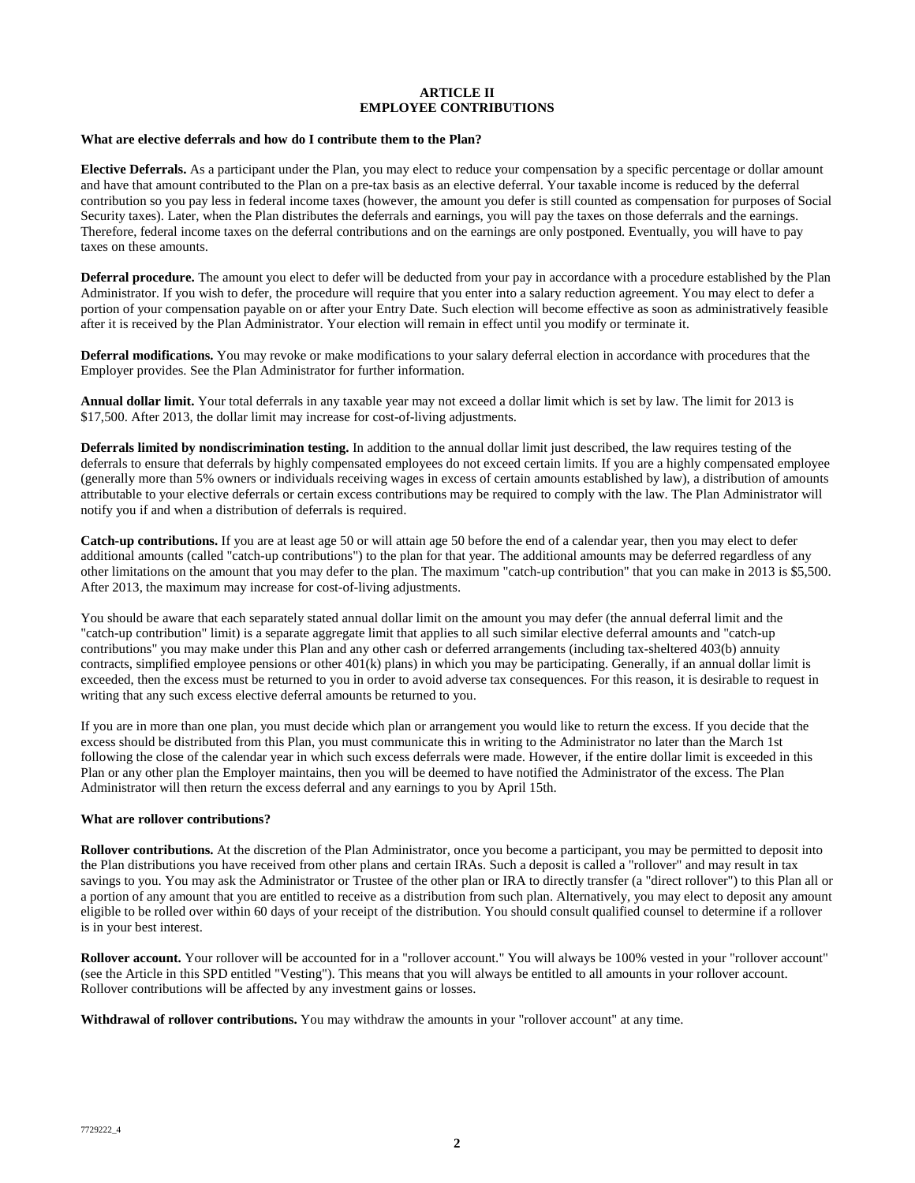# ARTICLE II
# EMPLOYEE CONTRIBUTIONS

### What are elective deferrals and how do I contribute them to the Plan?

**Elective Deferrals.** As a participant under the Plan, you may elect to reduce your compensation by a specific percentage or dollar amount and have that amount contributed to the Plan on a pre-tax basis as an elective deferral. Your taxable income is reduced by the deferral contribution so you pay less in federal income taxes (however, the amount you defer is still counted as compensation for purposes of Social Security taxes). Later, when the Plan distributes the deferrals and earnings, you will pay the taxes on those deferrals and the earnings. Therefore, federal income taxes on the deferral contributions and on the earnings are only postponed. Eventually, you will have to pay taxes on these amounts.

**Deferral procedure.** The amount you elect to defer will be deducted from your pay in accordance with a procedure established by the Plan Administrator. If you wish to defer, the procedure will require that you enter into a salary reduction agreement. You may elect to defer a portion of your compensation payable on or after your Entry Date. Such election will become effective as soon as administratively feasible after it is received by the Plan Administrator. Your election will remain in effect until you modify or terminate it.

**Deferral modifications.** You may revoke or make modifications to your salary deferral election in accordance with procedures that the Employer provides. See the Plan Administrator for further information.

**Annual dollar limit.** Your total deferrals in any taxable year may not exceed a dollar limit which is set by law. The limit for 2013 is $17,500. After 2013, the dollar limit may increase for cost-of-living adjustments.

**Deferrals limited by nondiscrimination testing.** In addition to the annual dollar limit just described, the law requires testing of the deferrals to ensure that deferrals by highly compensated employees do not exceed certain limits. If you are a highly compensated employee (generally more than 5% owners or individuals receiving wages in excess of certain amounts established by law), a distribution of amounts attributable to your elective deferrals or certain excess contributions may be required to comply with the law. The Plan Administrator will notify you if and when a distribution of deferrals is required.

**Catch-up contributions.** If you are at least age 50 or will attain age 50 before the end of a calendar year, then you may elect to defer additional amounts (called "catch-up contributions") to the plan for that year. The additional amounts may be deferred regardless of any other limitations on the amount that you may defer to the plan. The maximum "catch-up contribution" that you can make in 2013 is $5,500. After 2013, the maximum may increase for cost-of-living adjustments.

You should be aware that each separately stated annual dollar limit on the amount you may defer (the annual deferral limit and the "catch-up contribution" limit) is a separate aggregate limit that applies to all such similar elective deferral amounts and "catch-up contributions" you may make under this Plan and any other cash or deferred arrangements (including tax-sheltered 403(b) annuity contracts, simplified employee pensions or other 401(k) plans) in which you may be participating. Generally, if an annual dollar limit is exceeded, then the excess must be returned to you in order to avoid adverse tax consequences. For this reason, it is desirable to request in writing that any such excess elective deferral amounts be returned to you.

If you are in more than one plan, you must decide which plan or arrangement you would like to return the excess. If you decide that the excess should be distributed from this Plan, you must communicate this in writing to the Administrator no later than the March 1st following the close of the calendar year in which such excess deferrals were made. However, if the entire dollar limit is exceeded in this Plan or any other plan the Employer maintains, then you will be deemed to have notified the Administrator of the excess. The Plan Administrator will then return the excess deferral and any earnings to you by April 15th.

### What are rollover contributions?

**Rollover contributions.** At the discretion of the Plan Administrator, once you become a participant, you may be permitted to deposit into the Plan distributions you have received from other plans and certain IRAs. Such a deposit is called a "rollover" and may result in tax savings to you. You may ask the Administrator or Trustee of the other plan or IRA to directly transfer (a "direct rollover") to this Plan all or a portion of any amount that you are entitled to receive as a distribution from such plan. Alternatively, you may elect to deposit any amount eligible to be rolled over within 60 days of your receipt of the distribution. You should consult qualified counsel to determine if a rollover is in your best interest.

**Rollover account.** Your rollover will be accounted for in a "rollover account." You will always be 100% vested in your "rollover account" (see the Article in this SPD entitled "Vesting"). This means that you will always be entitled to all amounts in your rollover account. Rollover contributions will be affected by any investment gains or losses.

**Withdrawal of rollover contributions.** You may withdraw the amounts in your "rollover account" at any time.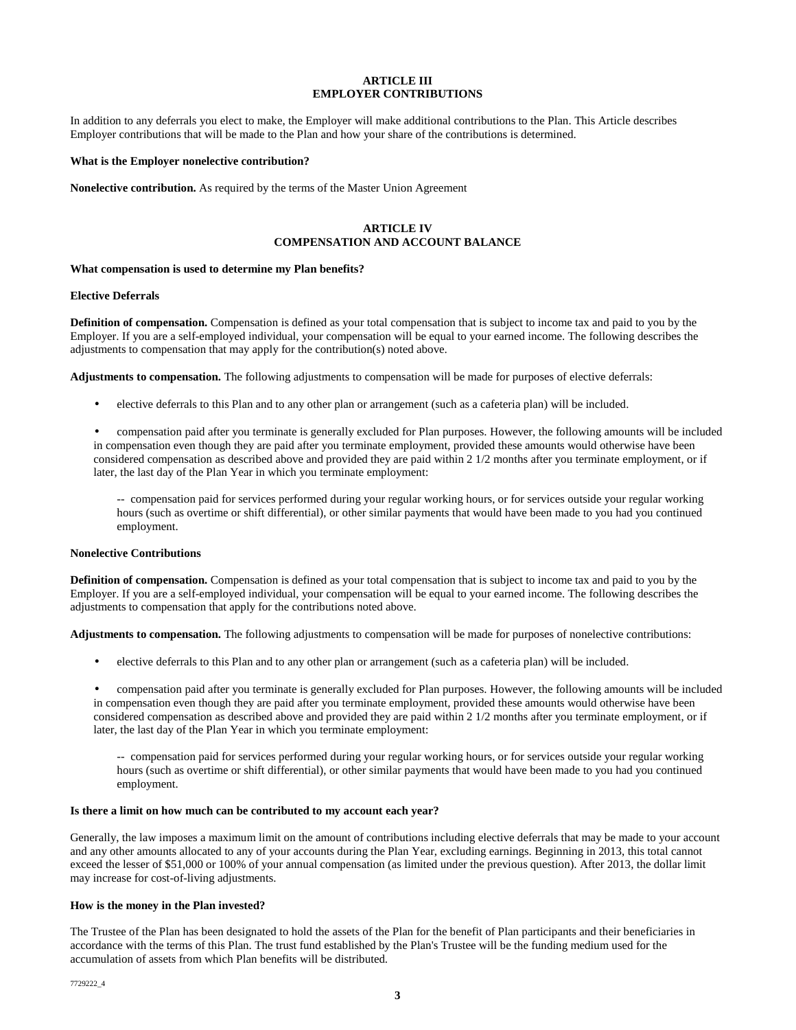## ARTICLE III
## EMPLOYER CONTRIBUTIONS

In addition to any deferrals you elect to make, the Employer will make additional contributions to the Plan. This Article describes Employer contributions that will be made to the Plan and how your share of the contributions is determined.

**What is the Employer nonelective contribution?**

**Nonelective contribution.** As required by the terms of the Master Union Agreement

## ARTICLE IV
## COMPENSATION AND ACCOUNT BALANCE

**What compensation is used to determine my Plan benefits?**

**Elective Deferrals**

**Definition of compensation.** Compensation is defined as your total compensation that is subject to income tax and paid to you by the Employer. If you are a self-employed individual, your compensation will be equal to your earned income. The following describes the adjustments to compensation that may apply for the contribution(s) noted above.

**Adjustments to compensation.** The following adjustments to compensation will be made for purposes of elective deferrals:

- elective deferrals to this Plan and to any other plan or arrangement (such as a cafeteria plan) will be included.
- compensation paid after you terminate is generally excluded for Plan purposes. However, the following amounts will be included in compensation even though they are paid after you terminate employment, provided these amounts would otherwise have been considered compensation as described above and provided they are paid within 2 1/2 months after you terminate employment, or if later, the last day of the Plan Year in which you terminate employment:

  -- compensation paid for services performed during your regular working hours, or for services outside your regular working hours (such as overtime or shift differential), or other similar payments that would have been made to you had you continued employment.

**Nonelective Contributions**

**Definition of compensation.** Compensation is defined as your total compensation that is subject to income tax and paid to you by the Employer. If you are a self-employed individual, your compensation will be equal to your earned income. The following describes the adjustments to compensation that apply for the contributions noted above.

**Adjustments to compensation.** The following adjustments to compensation will be made for purposes of nonelective contributions:

- elective deferrals to this Plan and to any other plan or arrangement (such as a cafeteria plan) will be included.
- compensation paid after you terminate is generally excluded for Plan purposes. However, the following amounts will be included in compensation even though they are paid after you terminate employment, provided these amounts would otherwise have been considered compensation as described above and provided they are paid within 2 1/2 months after you terminate employment, or if later, the last day of the Plan Year in which you terminate employment:

  -- compensation paid for services performed during your regular working hours, or for services outside your regular working hours (such as overtime or shift differential), or other similar payments that would have been made to you had you continued employment.

**Is there a limit on how much can be contributed to my account each year?**

Generally, the law imposes a maximum limit on the amount of contributions including elective deferrals that may be made to your account and any other amounts allocated to any of your accounts during the Plan Year, excluding earnings. Beginning in 2013, this total cannot exceed the lesser of $51,000 or 100% of your annual compensation (as limited under the previous question). After 2013, the dollar limit may increase for cost-of-living adjustments.

**How is the money in the Plan invested?**

The Trustee of the Plan has been designated to hold the assets of the Plan for the benefit of Plan participants and their beneficiaries in accordance with the terms of this Plan. The trust fund established by the Plan's Trustee will be the funding medium used for the accumulation of assets from which Plan benefits will be distributed.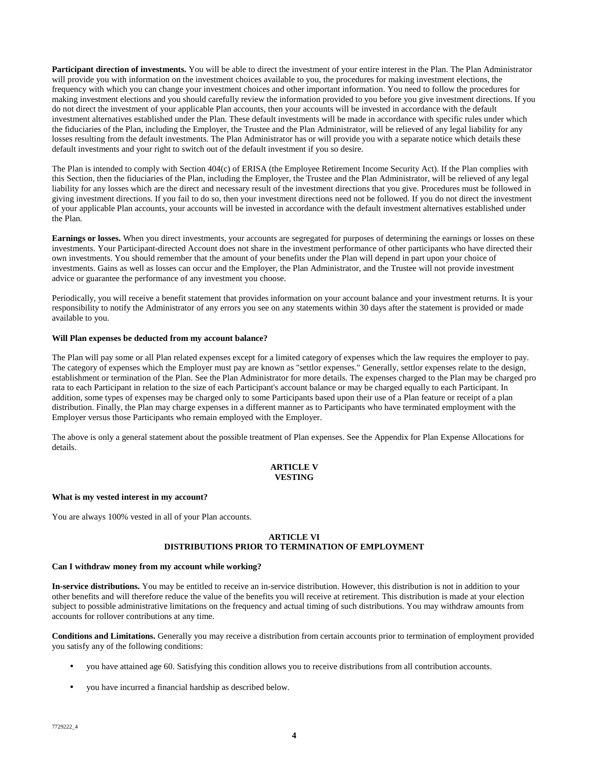**Participant direction of investments.** You will be able to direct the investment of your entire interest in the Plan. The Plan Administrator will provide you with information on the investment choices available to you, the procedures for making investment elections, the frequency with which you can change your investment choices and other important information. You need to follow the procedures for making investment elections and you should carefully review the information provided to you before you give investment directions. If you do not direct the investment of your applicable Plan accounts, then your accounts will be invested in accordance with the default investment alternatives established under the Plan. These default investments will be made in accordance with specific rules under which the fiduciaries of the Plan, including the Employer, the Trustee and the Plan Administrator, will be relieved of any legal liability for any losses resulting from the default investments. The Plan Administrator has or will provide you with a separate notice which details these default investments and your right to switch out of the default investment if you so desire.

The Plan is intended to comply with Section 404(c) of ERISA (the Employee Retirement Income Security Act). If the Plan complies with this Section, then the fiduciaries of the Plan, including the Employer, the Trustee and the Plan Administrator, will be relieved of any legal liability for any losses which are the direct and necessary result of the investment directions that you give. Procedures must be followed in giving investment directions. If you fail to do so, then your investment directions need not be followed. If you do not direct the investment of your applicable Plan accounts, your accounts will be invested in accordance with the default investment alternatives established under the Plan.

**Earnings or losses.** When you direct investments, your accounts are segregated for purposes of determining the earnings or losses on these investments. Your Participant-directed Account does not share in the investment performance of other participants who have directed their own investments. You should remember that the amount of your benefits under the Plan will depend in part upon your choice of investments. Gains as well as losses can occur and the Employer, the Plan Administrator, and the Trustee will not provide investment advice or guarantee the performance of any investment you choose.

Periodically, you will receive a benefit statement that provides information on your account balance and your investment returns. It is your responsibility to notify the Administrator of any errors you see on any statements within 30 days after the statement is provided or made available to you.

**Will Plan expenses be deducted from my account balance?**

The Plan will pay some or all Plan related expenses except for a limited category of expenses which the law requires the employer to pay. The category of expenses which the Employer must pay are known as "settlor expenses." Generally, settlor expenses relate to the design, establishment or termination of the Plan. See the Plan Administrator for more details. The expenses charged to the Plan may be charged pro rata to each Participant in relation to the size of each Participant's account balance or may be charged equally to each Participant. In addition, some types of expenses may be charged only to some Participants based upon their use of a Plan feature or receipt of a plan distribution. Finally, the Plan may charge expenses in a different manner as to Participants who have terminated employment with the Employer versus those Participants who remain employed with the Employer.

The above is only a general statement about the possible treatment of Plan expenses. See the Appendix for Plan Expense Allocations for details.

## ARTICLE V
## VESTING

**What is my vested interest in my account?**

You are always 100% vested in all of your Plan accounts.

## ARTICLE VI
## DISTRIBUTIONS PRIOR TO TERMINATION OF EMPLOYMENT

**Can I withdraw money from my account while working?**

**In-service distributions.** You may be entitled to receive an in-service distribution. However, this distribution is not in addition to your other benefits and will therefore reduce the value of the benefits you will receive at retirement. This distribution is made at your election subject to possible administrative limitations on the frequency and actual timing of such distributions. You may withdraw amounts from accounts for rollover contributions at any time.

**Conditions and Limitations.** Generally you may receive a distribution from certain accounts prior to termination of employment provided you satisfy any of the following conditions:

- you have attained age 60. Satisfying this condition allows you to receive distributions from all contribution accounts.
- you have incurred a financial hardship as described below.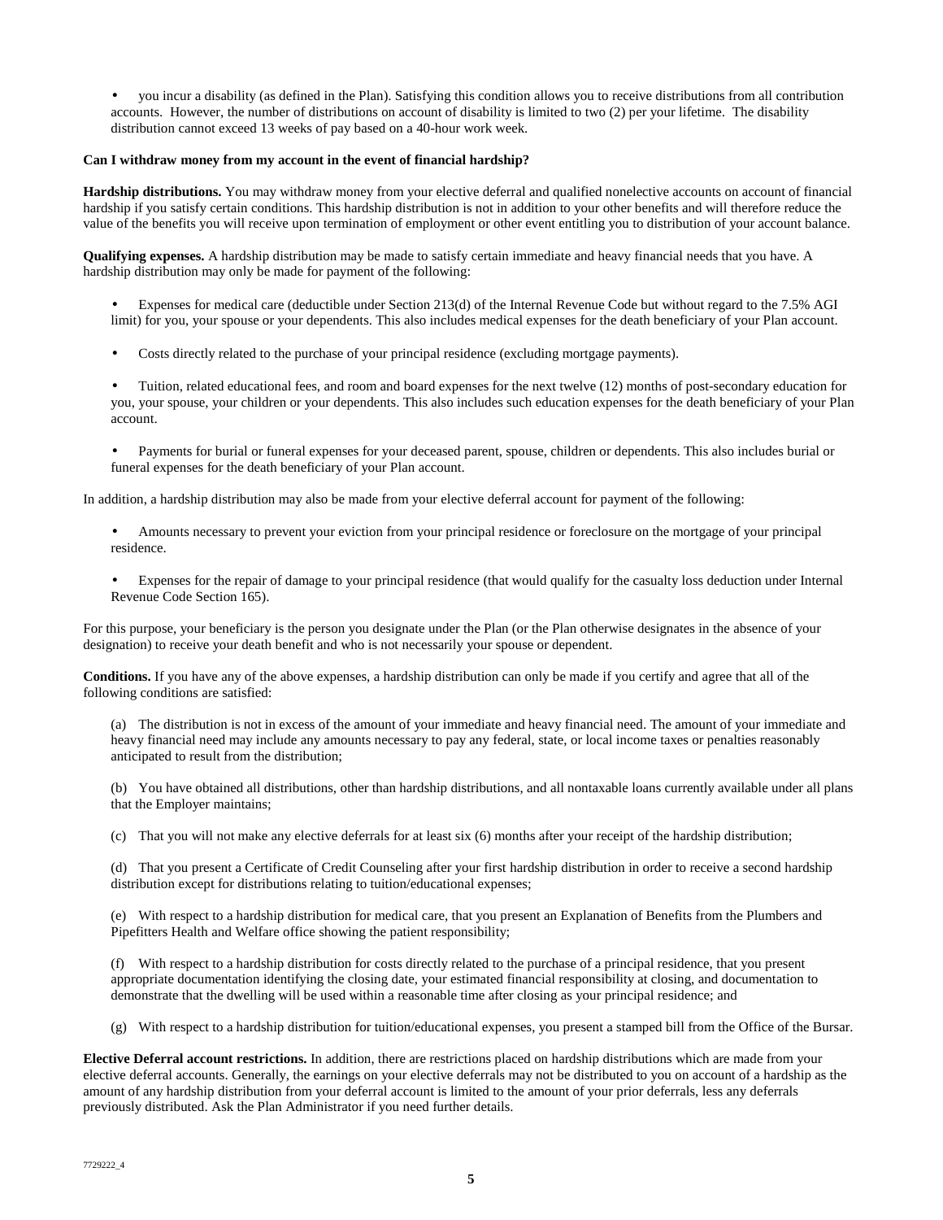- you incur a disability (as defined in the Plan). Satisfying this condition allows you to receive distributions from all contribution accounts. However, the number of distributions on account of disability is limited to two (2) per your lifetime. The disability distribution cannot exceed 13 weeks of pay based on a 40-hour work week.

**Can I withdraw money from my account in the event of financial hardship?**

**Hardship distributions.** You may withdraw money from your elective deferral and qualified nonelective accounts on account of financial hardship if you satisfy certain conditions. This hardship distribution is not in addition to your other benefits and will therefore reduce the value of the benefits you will receive upon termination of employment or other event entitling you to distribution of your account balance.

**Qualifying expenses.** A hardship distribution may be made to satisfy certain immediate and heavy financial needs that you have. A hardship distribution may only be made for payment of the following:

- Expenses for medical care (deductible under Section 213(d) of the Internal Revenue Code but without regard to the 7.5% AGI limit) for you, your spouse or your dependents. This also includes medical expenses for the death beneficiary of your Plan account.

- Costs directly related to the purchase of your principal residence (excluding mortgage payments).

- Tuition, related educational fees, and room and board expenses for the next twelve (12) months of post-secondary education for you, your spouse, your children or your dependents. This also includes such education expenses for the death beneficiary of your Plan account.

- Payments for burial or funeral expenses for your deceased parent, spouse, children or dependents. This also includes burial or funeral expenses for the death beneficiary of your Plan account.

In addition, a hardship distribution may also be made from your elective deferral account for payment of the following:

- Amounts necessary to prevent your eviction from your principal residence or foreclosure on the mortgage of your principal residence.

- Expenses for the repair of damage to your principal residence (that would qualify for the casualty loss deduction under Internal Revenue Code Section 165).

For this purpose, your beneficiary is the person you designate under the Plan (or the Plan otherwise designates in the absence of your designation) to receive your death benefit and who is not necessarily your spouse or dependent.

**Conditions.** If you have any of the above expenses, a hardship distribution can only be made if you certify and agree that all of the following conditions are satisfied:

(a) The distribution is not in excess of the amount of your immediate and heavy financial need. The amount of your immediate and heavy financial need may include any amounts necessary to pay any federal, state, or local income taxes or penalties reasonably anticipated to result from the distribution;

(b) You have obtained all distributions, other than hardship distributions, and all nontaxable loans currently available under all plans that the Employer maintains;

(c) That you will not make any elective deferrals for at least six (6) months after your receipt of the hardship distribution;

(d) That you present a Certificate of Credit Counseling after your first hardship distribution in order to receive a second hardship distribution except for distributions relating to tuition/educational expenses;

(e) With respect to a hardship distribution for medical care, that you present an Explanation of Benefits from the Plumbers and Pipefitters Health and Welfare office showing the patient responsibility;

(f) With respect to a hardship distribution for costs directly related to the purchase of a principal residence, that you present appropriate documentation identifying the closing date, your estimated financial responsibility at closing, and documentation to demonstrate that the dwelling will be used within a reasonable time after closing as your principal residence; and

(g) With respect to a hardship distribution for tuition/educational expenses, you present a stamped bill from the Office of the Bursar.

**Elective Deferral account restrictions.** In addition, there are restrictions placed on hardship distributions which are made from your elective deferral accounts. Generally, the earnings on your elective deferrals may not be distributed to you on account of a hardship as the amount of any hardship distribution from your deferral account is limited to the amount of your prior deferrals, less any deferrals previously distributed. Ask the Plan Administrator if you need further details.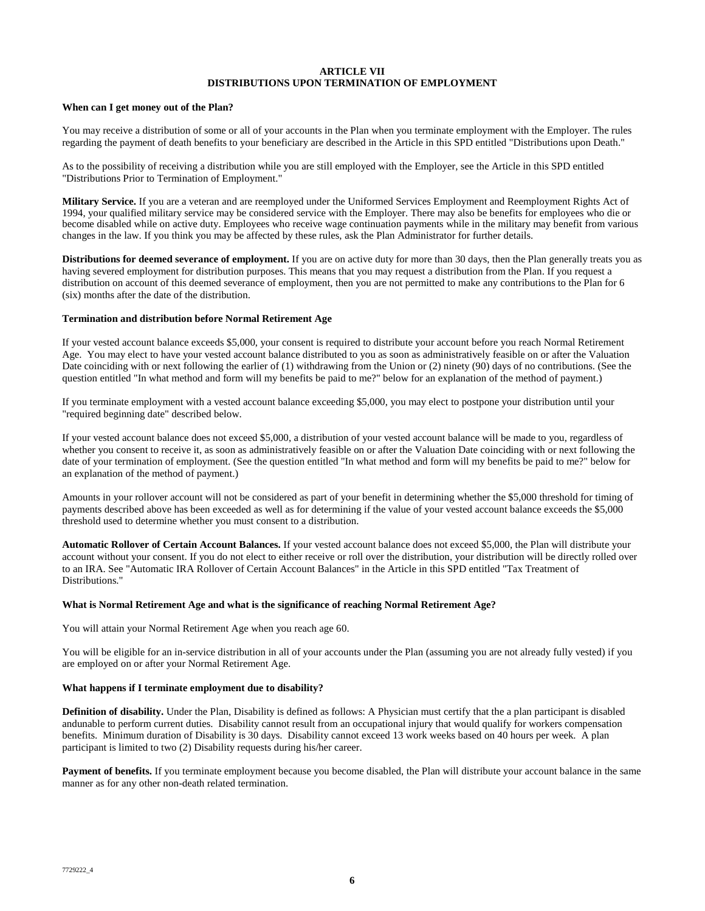# ARTICLE VII
# DISTRIBUTIONS UPON TERMINATION OF EMPLOYMENT

**When can I get money out of the Plan?**

You may receive a distribution of some or all of your accounts in the Plan when you terminate employment with the Employer. The rules regarding the payment of death benefits to your beneficiary are described in the Article in this SPD entitled "Distributions upon Death."

As to the possibility of receiving a distribution while you are still employed with the Employer, see the Article in this SPD entitled "Distributions Prior to Termination of Employment."

**Military Service.** If you are a veteran and are reemployed under the Uniformed Services Employment and Reemployment Rights Act of 1994, your qualified military service may be considered service with the Employer. There may also be benefits for employees who die or become disabled while on active duty. Employees who receive wage continuation payments while in the military may benefit from various changes in the law. If you think you may be affected by these rules, ask the Plan Administrator for further details.

**Distributions for deemed severance of employment.** If you are on active duty for more than 30 days, then the Plan generally treats you as having severed employment for distribution purposes. This means that you may request a distribution from the Plan. If you request a distribution on account of this deemed severance of employment, then you are not permitted to make any contributions to the Plan for 6 (six) months after the date of the distribution.

**Termination and distribution before Normal Retirement Age**

If your vested account balance exceeds $5,000, your consent is required to distribute your account before you reach Normal Retirement Age. You may elect to have your vested account balance distributed to you as soon as administratively feasible on or after the Valuation Date coinciding with or next following the earlier of (1) withdrawing from the Union or (2) ninety (90) days of no contributions. (See the question entitled "In what method and form will my benefits be paid to me?" below for an explanation of the method of payment.)

If you terminate employment with a vested account balance exceeding $5,000, you may elect to postpone your distribution until your "required beginning date" described below.

If your vested account balance does not exceed $5,000, a distribution of your vested account balance will be made to you, regardless of whether you consent to receive it, as soon as administratively feasible on or after the Valuation Date coinciding with or next following the date of your termination of employment. (See the question entitled "In what method and form will my benefits be paid to me?" below for an explanation of the method of payment.)

Amounts in your rollover account will not be considered as part of your benefit in determining whether the $5,000 threshold for timing of payments described above has been exceeded as well as for determining if the value of your vested account balance exceeds the $5,000 threshold used to determine whether you must consent to a distribution.

**Automatic Rollover of Certain Account Balances.** If your vested account balance does not exceed $5,000, the Plan will distribute your account without your consent. If you do not elect to either receive or roll over the distribution, your distribution will be directly rolled over to an IRA. See "Automatic IRA Rollover of Certain Account Balances" in the Article in this SPD entitled "Tax Treatment of Distributions."

**What is Normal Retirement Age and what is the significance of reaching Normal Retirement Age?**

You will attain your Normal Retirement Age when you reach age 60.

You will be eligible for an in-service distribution in all of your accounts under the Plan (assuming you are not already fully vested) if you are employed on or after your Normal Retirement Age.

**What happens if I terminate employment due to disability?**

**Definition of disability.** Under the Plan, Disability is defined as follows: A Physician must certify that the a plan participant is disabled andunable to perform current duties. Disability cannot result from an occupational injury that would qualify for workers compensation benefits. Minimum duration of Disability is 30 days. Disability cannot exceed 13 work weeks based on 40 hours per week. A plan participant is limited to two (2) Disability requests during his/her career.

**Payment of benefits.** If you terminate employment because you become disabled, the Plan will distribute your account balance in the same manner as for any other non-death related termination.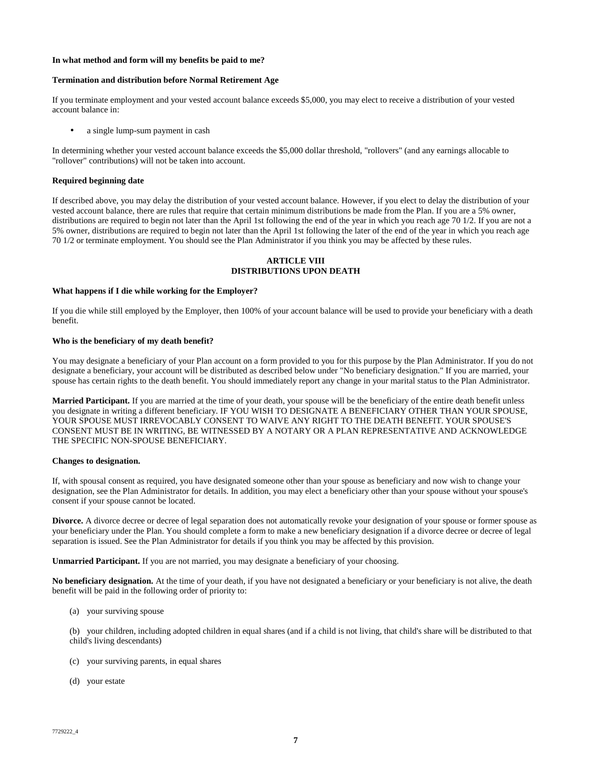**In what method and form will my benefits be paid to me?**

**Termination and distribution before Normal Retirement Age**

If you terminate employment and your vested account balance exceeds $5,000, you may elect to receive a distribution of your vested account balance in:

- a single lump-sum payment in cash

In determining whether your vested account balance exceeds the $5,000 dollar threshold, "rollovers" (and any earnings allocable to "rollover" contributions) will not be taken into account.

**Required beginning date**

If described above, you may delay the distribution of your vested account balance. However, if you elect to delay the distribution of your vested account balance, there are rules that require that certain minimum distributions be made from the Plan. If you are a 5% owner, distributions are required to begin not later than the April 1st following the end of the year in which you reach age 70 1/2. If you are not a 5% owner, distributions are required to begin not later than the April 1st following the later of the end of the year in which you reach age 70 1/2 or terminate employment. You should see the Plan Administrator if you think you may be affected by these rules.

## ARTICLE VIII
## DISTRIBUTIONS UPON DEATH

**What happens if I die while working for the Employer?**

If you die while still employed by the Employer, then 100% of your account balance will be used to provide your beneficiary with a death benefit.

**Who is the beneficiary of my death benefit?**

You may designate a beneficiary of your Plan account on a form provided to you for this purpose by the Plan Administrator. If you do not designate a beneficiary, your account will be distributed as described below under "No beneficiary designation." If you are married, your spouse has certain rights to the death benefit. You should immediately report any change in your marital status to the Plan Administrator.

**Married Participant.** If you are married at the time of your death, your spouse will be the beneficiary of the entire death benefit unless you designate in writing a different beneficiary. IF YOU WISH TO DESIGNATE A BENEFICIARY OTHER THAN YOUR SPOUSE, YOUR SPOUSE MUST IRREVOCABLY CONSENT TO WAIVE ANY RIGHT TO THE DEATH BENEFIT. YOUR SPOUSE'S CONSENT MUST BE IN WRITING, BE WITNESSED BY A NOTARY OR A PLAN REPRESENTATIVE AND ACKNOWLEDGE THE SPECIFIC NON-SPOUSE BENEFICIARY.

**Changes to designation.**

If, with spousal consent as required, you have designated someone other than your spouse as beneficiary and now wish to change your designation, see the Plan Administrator for details. In addition, you may elect a beneficiary other than your spouse without your spouse's consent if your spouse cannot be located.

**Divorce.** A divorce decree or decree of legal separation does not automatically revoke your designation of your spouse or former spouse as your beneficiary under the Plan. You should complete a form to make a new beneficiary designation if a divorce decree or decree of legal separation is issued. See the Plan Administrator for details if you think you may be affected by this provision.

**Unmarried Participant.** If you are not married, you may designate a beneficiary of your choosing.

**No beneficiary designation.** At the time of your death, if you have not designated a beneficiary or your beneficiary is not alive, the death benefit will be paid in the following order of priority to:

(a) your surviving spouse

(b) your children, including adopted children in equal shares (and if a child is not living, that child's share will be distributed to that child's living descendants)

(c) your surviving parents, in equal shares

(d) your estate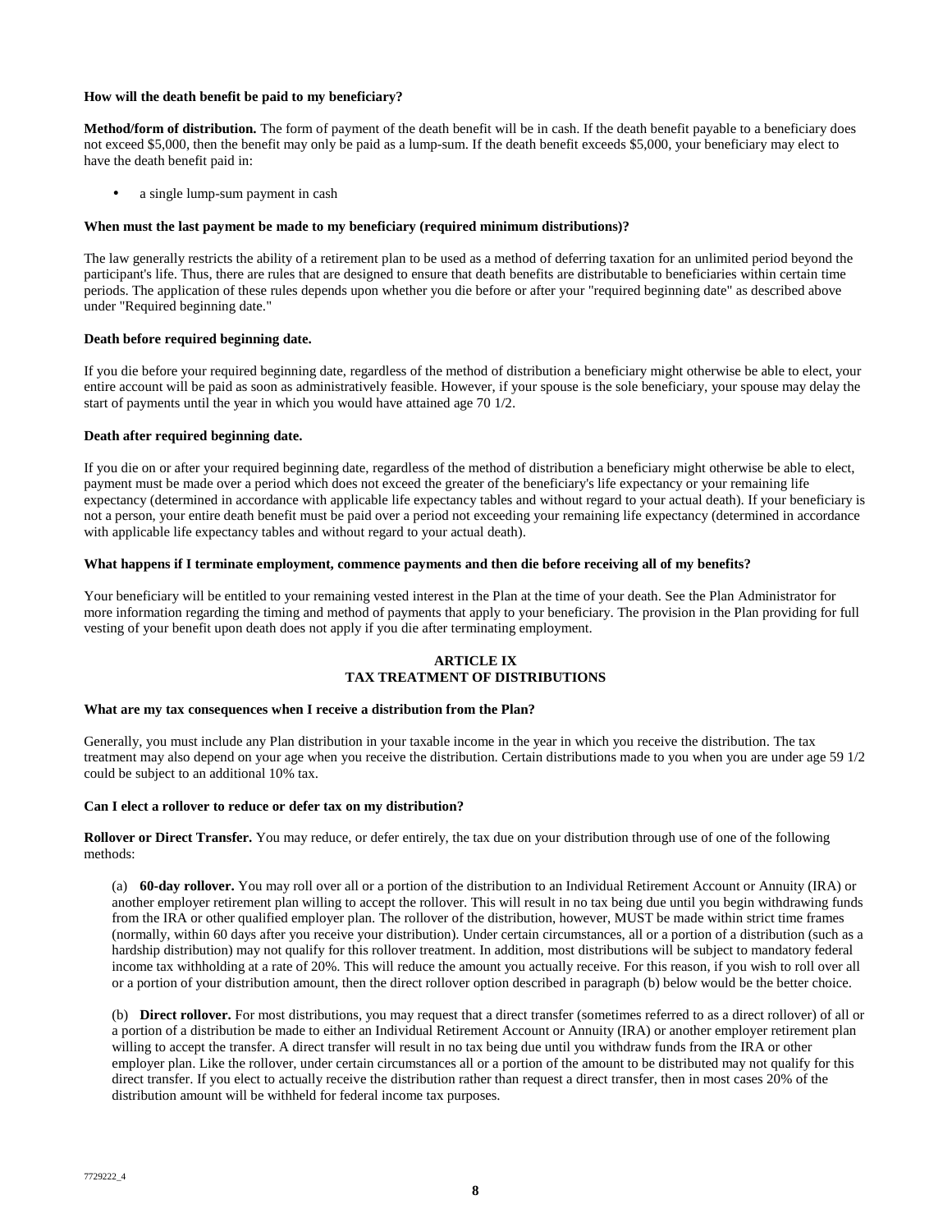**How will the death benefit be paid to my beneficiary?**

**Method/form of distribution.** The form of payment of the death benefit will be in cash. If the death benefit payable to a beneficiary does not exceed $5,000, then the benefit may only be paid as a lump-sum. If the death benefit exceeds $5,000, your beneficiary may elect to have the death benefit paid in:

- a single lump-sum payment in cash

**When must the last payment be made to my beneficiary (required minimum distributions)?**

The law generally restricts the ability of a retirement plan to be used as a method of deferring taxation for an unlimited period beyond the participant's life. Thus, there are rules that are designed to ensure that death benefits are distributable to beneficiaries within certain time periods. The application of these rules depends upon whether you die before or after your "required beginning date" as described above under "Required beginning date."

**Death before required beginning date.**

If you die before your required beginning date, regardless of the method of distribution a beneficiary might otherwise be able to elect, your entire account will be paid as soon as administratively feasible. However, if your spouse is the sole beneficiary, your spouse may delay the start of payments until the year in which you would have attained age 70 1/2.

**Death after required beginning date.**

If you die on or after your required beginning date, regardless of the method of distribution a beneficiary might otherwise be able to elect, payment must be made over a period which does not exceed the greater of the beneficiary's life expectancy or your remaining life expectancy (determined in accordance with applicable life expectancy tables and without regard to your actual death). If your beneficiary is not a person, your entire death benefit must be paid over a period not exceeding your remaining life expectancy (determined in accordance with applicable life expectancy tables and without regard to your actual death).

**What happens if I terminate employment, commence payments and then die before receiving all of my benefits?**

Your beneficiary will be entitled to your remaining vested interest in the Plan at the time of your death. See the Plan Administrator for more information regarding the timing and method of payments that apply to your beneficiary. The provision in the Plan providing for full vesting of your benefit upon death does not apply if you die after terminating employment.

## ARTICLE IX
## TAX TREATMENT OF DISTRIBUTIONS

**What are my tax consequences when I receive a distribution from the Plan?**

Generally, you must include any Plan distribution in your taxable income in the year in which you receive the distribution. The tax treatment may also depend on your age when you receive the distribution. Certain distributions made to you when you are under age 59 1/2 could be subject to an additional 10% tax.

**Can I elect a rollover to reduce or defer tax on my distribution?**

**Rollover or Direct Transfer.** You may reduce, or defer entirely, the tax due on your distribution through use of one of the following methods:

(a) **60-day rollover.** You may roll over all or a portion of the distribution to an Individual Retirement Account or Annuity (IRA) or another employer retirement plan willing to accept the rollover. This will result in no tax being due until you begin withdrawing funds from the IRA or other qualified employer plan. The rollover of the distribution, however, MUST be made within strict time frames (normally, within 60 days after you receive your distribution). Under certain circumstances, all or a portion of a distribution (such as a hardship distribution) may not qualify for this rollover treatment. In addition, most distributions will be subject to mandatory federal income tax withholding at a rate of 20%. This will reduce the amount you actually receive. For this reason, if you wish to roll over all or a portion of your distribution amount, then the direct rollover option described in paragraph (b) below would be the better choice.

(b) **Direct rollover.** For most distributions, you may request that a direct transfer (sometimes referred to as a direct rollover) of all or a portion of a distribution be made to either an Individual Retirement Account or Annuity (IRA) or another employer retirement plan willing to accept the transfer. A direct transfer will result in no tax being due until you withdraw funds from the IRA or other employer plan. Like the rollover, under certain circumstances all or a portion of the amount to be distributed may not qualify for this direct transfer. If you elect to actually receive the distribution rather than request a direct transfer, then in most cases 20% of the distribution amount will be withheld for federal income tax purposes.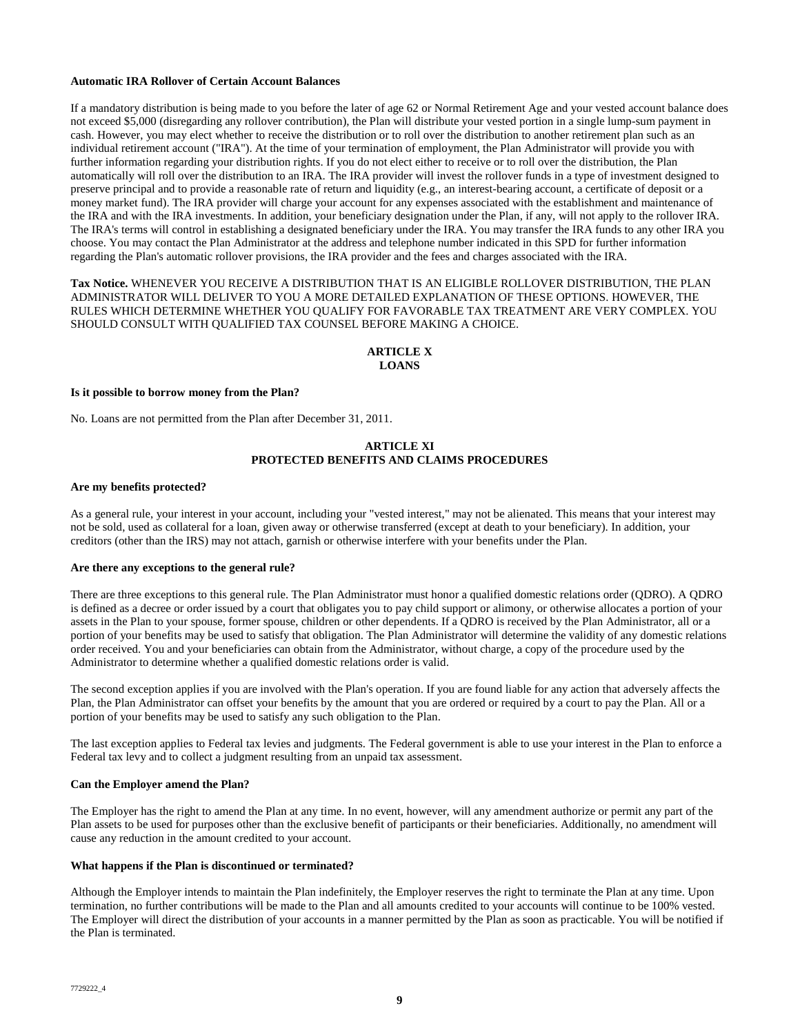**Automatic IRA Rollover of Certain Account Balances**

If a mandatory distribution is being made to you before the later of age 62 or Normal Retirement Age and your vested account balance does not exceed $5,000 (disregarding any rollover contribution), the Plan will distribute your vested portion in a single lump-sum payment in cash. However, you may elect whether to receive the distribution or to roll over the distribution to another retirement plan such as an individual retirement account ("IRA"). At the time of your termination of employment, the Plan Administrator will provide you with further information regarding your distribution rights. If you do not elect either to receive or to roll over the distribution, the Plan automatically will roll over the distribution to an IRA. The IRA provider will invest the rollover funds in a type of investment designed to preserve principal and to provide a reasonable rate of return and liquidity (e.g., an interest-bearing account, a certificate of deposit or a money market fund). The IRA provider will charge your account for any expenses associated with the establishment and maintenance of the IRA and with the IRA investments. In addition, your beneficiary designation under the Plan, if any, will not apply to the rollover IRA. The IRA's terms will control in establishing a designated beneficiary under the IRA. You may transfer the IRA funds to any other IRA you choose. You may contact the Plan Administrator at the address and telephone number indicated in this SPD for further information regarding the Plan's automatic rollover provisions, the IRA provider and the fees and charges associated with the IRA.

**Tax Notice.** WHENEVER YOU RECEIVE A DISTRIBUTION THAT IS AN ELIGIBLE ROLLOVER DISTRIBUTION, THE PLAN ADMINISTRATOR WILL DELIVER TO YOU A MORE DETAILED EXPLANATION OF THESE OPTIONS. HOWEVER, THE RULES WHICH DETERMINE WHETHER YOU QUALIFY FOR FAVORABLE TAX TREATMENT ARE VERY COMPLEX. YOU SHOULD CONSULT WITH QUALIFIED TAX COUNSEL BEFORE MAKING A CHOICE.

## ARTICLE X
## LOANS

**Is it possible to borrow money from the Plan?**

No. Loans are not permitted from the Plan after December 31, 2011.

## ARTICLE XI
## PROTECTED BENEFITS AND CLAIMS PROCEDURES

**Are my benefits protected?**

As a general rule, your interest in your account, including your "vested interest," may not be alienated. This means that your interest may not be sold, used as collateral for a loan, given away or otherwise transferred (except at death to your beneficiary). In addition, your creditors (other than the IRS) may not attach, garnish or otherwise interfere with your benefits under the Plan.

**Are there any exceptions to the general rule?**

There are three exceptions to this general rule. The Plan Administrator must honor a qualified domestic relations order (QDRO). A QDRO is defined as a decree or order issued by a court that obligates you to pay child support or alimony, or otherwise allocates a portion of your assets in the Plan to your spouse, former spouse, children or other dependents. If a QDRO is received by the Plan Administrator, all or a portion of your benefits may be used to satisfy that obligation. The Plan Administrator will determine the validity of any domestic relations order received. You and your beneficiaries can obtain from the Administrator, without charge, a copy of the procedure used by the Administrator to determine whether a qualified domestic relations order is valid.

The second exception applies if you are involved with the Plan's operation. If you are found liable for any action that adversely affects the Plan, the Plan Administrator can offset your benefits by the amount that you are ordered or required by a court to pay the Plan. All or a portion of your benefits may be used to satisfy any such obligation to the Plan.

The last exception applies to Federal tax levies and judgments. The Federal government is able to use your interest in the Plan to enforce a Federal tax levy and to collect a judgment resulting from an unpaid tax assessment.

**Can the Employer amend the Plan?**

The Employer has the right to amend the Plan at any time. In no event, however, will any amendment authorize or permit any part of the Plan assets to be used for purposes other than the exclusive benefit of participants or their beneficiaries. Additionally, no amendment will cause any reduction in the amount credited to your account.

**What happens if the Plan is discontinued or terminated?**

Although the Employer intends to maintain the Plan indefinitely, the Employer reserves the right to terminate the Plan at any time. Upon termination, no further contributions will be made to the Plan and all amounts credited to your accounts will continue to be 100% vested. The Employer will direct the distribution of your accounts in a manner permitted by the Plan as soon as practicable. You will be notified if the Plan is terminated.

7729222_4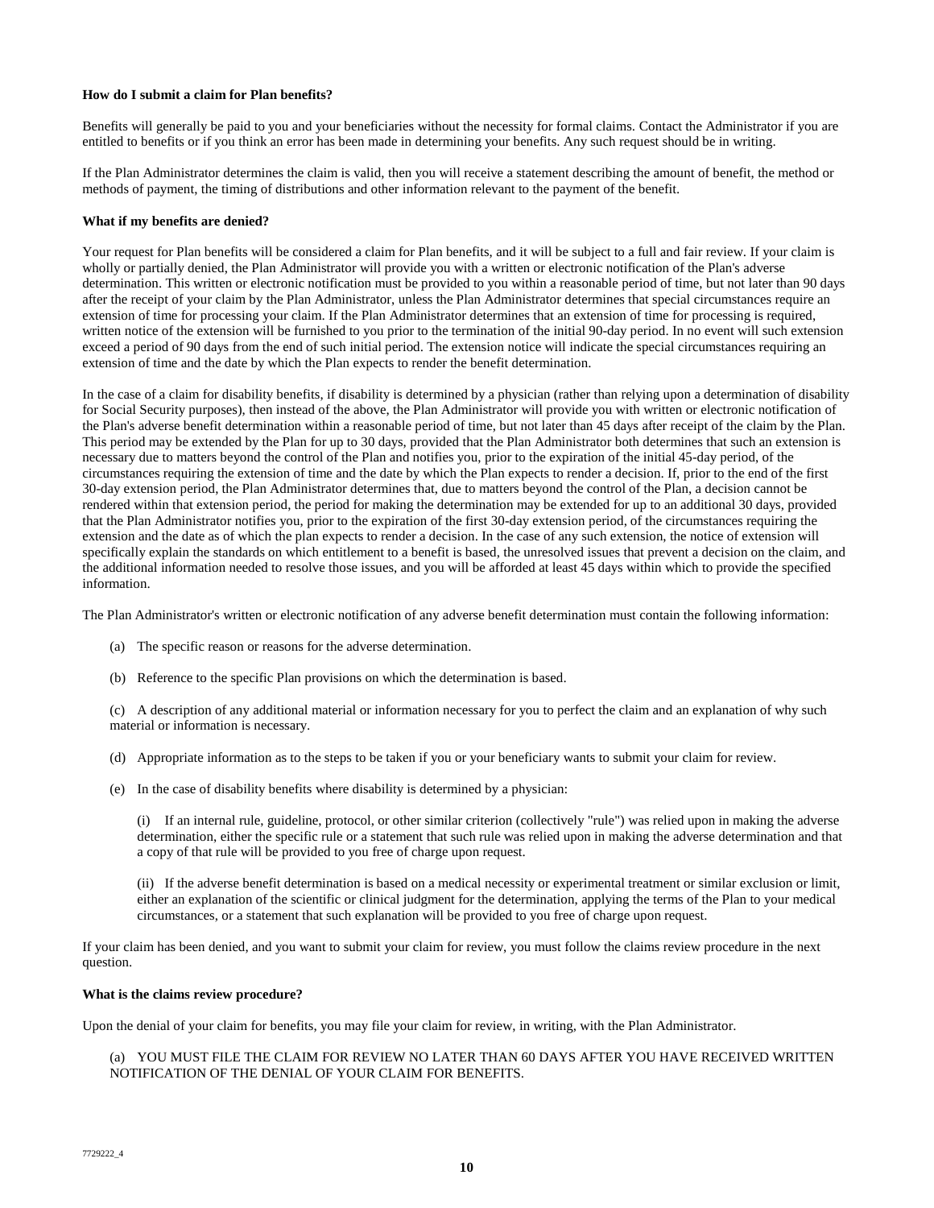**How do I submit a claim for Plan benefits?**

Benefits will generally be paid to you and your beneficiaries without the necessity for formal claims. Contact the Administrator if you are entitled to benefits or if you think an error has been made in determining your benefits. Any such request should be in writing.

If the Plan Administrator determines the claim is valid, then you will receive a statement describing the amount of benefit, the method or methods of payment, the timing of distributions and other information relevant to the payment of the benefit.

**What if my benefits are denied?**

Your request for Plan benefits will be considered a claim for Plan benefits, and it will be subject to a full and fair review. If your claim is wholly or partially denied, the Plan Administrator will provide you with a written or electronic notification of the Plan's adverse determination. This written or electronic notification must be provided to you within a reasonable period of time, but not later than 90 days after the receipt of your claim by the Plan Administrator, unless the Plan Administrator determines that special circumstances require an extension of time for processing your claim. If the Plan Administrator determines that an extension of time for processing is required, written notice of the extension will be furnished to you prior to the termination of the initial 90-day period. In no event will such extension exceed a period of 90 days from the end of such initial period. The extension notice will indicate the special circumstances requiring an extension of time and the date by which the Plan expects to render the benefit determination.

In the case of a claim for disability benefits, if disability is determined by a physician (rather than relying upon a determination of disability for Social Security purposes), then instead of the above, the Plan Administrator will provide you with written or electronic notification of the Plan's adverse benefit determination within a reasonable period of time, but not later than 45 days after receipt of the claim by the Plan. This period may be extended by the Plan for up to 30 days, provided that the Plan Administrator both determines that such an extension is necessary due to matters beyond the control of the Plan and notifies you, prior to the expiration of the initial 45-day period, of the circumstances requiring the extension of time and the date by which the Plan expects to render a decision. If, prior to the end of the first 30-day extension period, the Plan Administrator determines that, due to matters beyond the control of the Plan, a decision cannot be rendered within that extension period, the period for making the determination may be extended for up to an additional 30 days, provided that the Plan Administrator notifies you, prior to the expiration of the first 30-day extension period, of the circumstances requiring the extension and the date as of which the plan expects to render a decision. In the case of any such extension, the notice of extension will specifically explain the standards on which entitlement to a benefit is based, the unresolved issues that prevent a decision on the claim, and the additional information needed to resolve those issues, and you will be afforded at least 45 days within which to provide the specified information.

The Plan Administrator's written or electronic notification of any adverse benefit determination must contain the following information:

(a) The specific reason or reasons for the adverse determination.

(b) Reference to the specific Plan provisions on which the determination is based.

(c) A description of any additional material or information necessary for you to perfect the claim and an explanation of why such material or information is necessary.

(d) Appropriate information as to the steps to be taken if you or your beneficiary wants to submit your claim for review.

(e) In the case of disability benefits where disability is determined by a physician:

(i) If an internal rule, guideline, protocol, or other similar criterion (collectively "rule") was relied upon in making the adverse determination, either the specific rule or a statement that such rule was relied upon in making the adverse determination and that a copy of that rule will be provided to you free of charge upon request.

(ii) If the adverse benefit determination is based on a medical necessity or experimental treatment or similar exclusion or limit, either an explanation of the scientific or clinical judgment for the determination, applying the terms of the Plan to your medical circumstances, or a statement that such explanation will be provided to you free of charge upon request.

If your claim has been denied, and you want to submit your claim for review, you must follow the claims review procedure in the next question.

**What is the claims review procedure?**

Upon the denial of your claim for benefits, you may file your claim for review, in writing, with the Plan Administrator.

(a) YOU MUST FILE THE CLAIM FOR REVIEW NO LATER THAN 60 DAYS AFTER YOU HAVE RECEIVED WRITTEN NOTIFICATION OF THE DENIAL OF YOUR CLAIM FOR BENEFITS.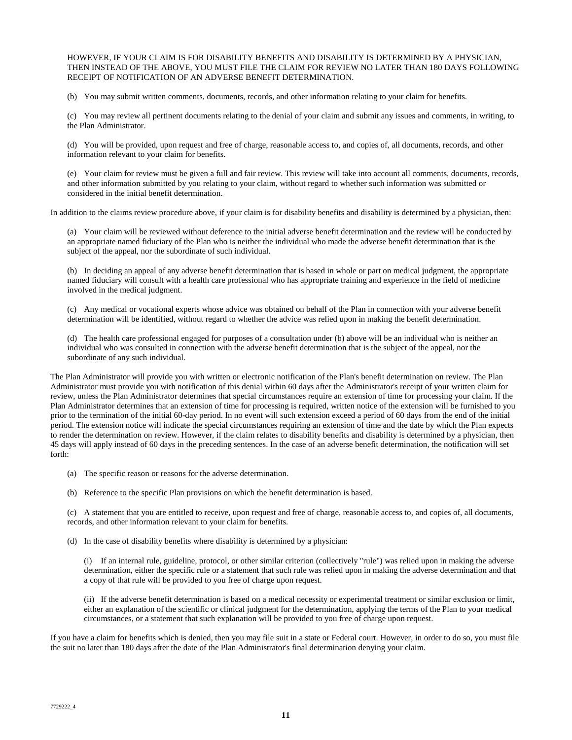HOWEVER, IF YOUR CLAIM IS FOR DISABILITY BENEFITS AND DISABILITY IS DETERMINED BY A PHYSICIAN, THEN INSTEAD OF THE ABOVE, YOU MUST FILE THE CLAIM FOR REVIEW NO LATER THAN 180 DAYS FOLLOWING RECEIPT OF NOTIFICATION OF AN ADVERSE BENEFIT DETERMINATION.

(b) You may submit written comments, documents, records, and other information relating to your claim for benefits.

(c) You may review all pertinent documents relating to the denial of your claim and submit any issues and comments, in writing, to the Plan Administrator.

(d) You will be provided, upon request and free of charge, reasonable access to, and copies of, all documents, records, and other information relevant to your claim for benefits.

(e) Your claim for review must be given a full and fair review. This review will take into account all comments, documents, records, and other information submitted by you relating to your claim, without regard to whether such information was submitted or considered in the initial benefit determination.

In addition to the claims review procedure above, if your claim is for disability benefits and disability is determined by a physician, then:

(a) Your claim will be reviewed without deference to the initial adverse benefit determination and the review will be conducted by an appropriate named fiduciary of the Plan who is neither the individual who made the adverse benefit determination that is the subject of the appeal, nor the subordinate of such individual.

(b) In deciding an appeal of any adverse benefit determination that is based in whole or part on medical judgment, the appropriate named fiduciary will consult with a health care professional who has appropriate training and experience in the field of medicine involved in the medical judgment.

(c) Any medical or vocational experts whose advice was obtained on behalf of the Plan in connection with your adverse benefit determination will be identified, without regard to whether the advice was relied upon in making the benefit determination.

(d) The health care professional engaged for purposes of a consultation under (b) above will be an individual who is neither an individual who was consulted in connection with the adverse benefit determination that is the subject of the appeal, nor the subordinate of any such individual.

The Plan Administrator will provide you with written or electronic notification of the Plan's benefit determination on review. The Plan Administrator must provide you with notification of this denial within 60 days after the Administrator's receipt of your written claim for review, unless the Plan Administrator determines that special circumstances require an extension of time for processing your claim. If the Plan Administrator determines that an extension of time for processing is required, written notice of the extension will be furnished to you prior to the termination of the initial 60-day period. In no event will such extension exceed a period of 60 days from the end of the initial period. The extension notice will indicate the special circumstances requiring an extension of time and the date by which the Plan expects to render the determination on review. However, if the claim relates to disability benefits and disability is determined by a physician, then 45 days will apply instead of 60 days in the preceding sentences. In the case of an adverse benefit determination, the notification will set forth:

(a) The specific reason or reasons for the adverse determination.

(b) Reference to the specific Plan provisions on which the benefit determination is based.

(c) A statement that you are entitled to receive, upon request and free of charge, reasonable access to, and copies of, all documents, records, and other information relevant to your claim for benefits.

(d) In the case of disability benefits where disability is determined by a physician:

(i) If an internal rule, guideline, protocol, or other similar criterion (collectively "rule") was relied upon in making the adverse determination, either the specific rule or a statement that such rule was relied upon in making the adverse determination and that a copy of that rule will be provided to you free of charge upon request.

(ii) If the adverse benefit determination is based on a medical necessity or experimental treatment or similar exclusion or limit, either an explanation of the scientific or clinical judgment for the determination, applying the terms of the Plan to your medical circumstances, or a statement that such explanation will be provided to you free of charge upon request.

If you have a claim for benefits which is denied, then you may file suit in a state or Federal court. However, in order to do so, you must file the suit no later than 180 days after the date of the Plan Administrator's final determination denying your claim.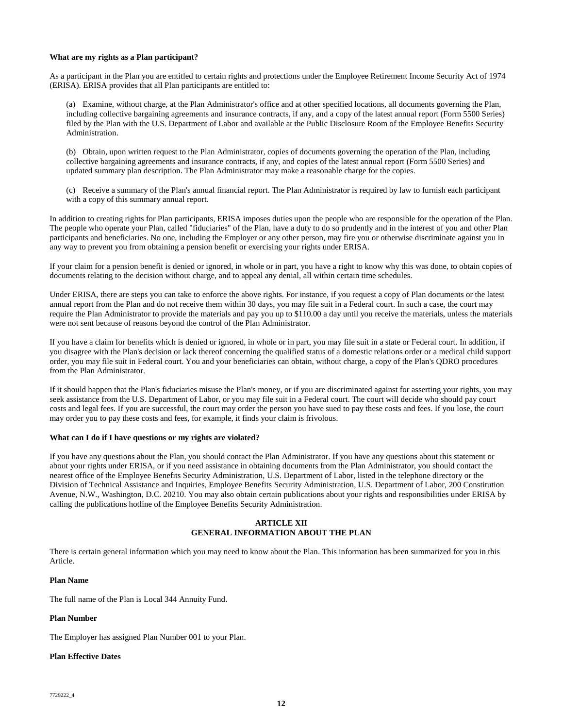**What are my rights as a Plan participant?**

As a participant in the Plan you are entitled to certain rights and protections under the Employee Retirement Income Security Act of 1974 (ERISA). ERISA provides that all Plan participants are entitled to:

(a) Examine, without charge, at the Plan Administrator's office and at other specified locations, all documents governing the Plan, including collective bargaining agreements and insurance contracts, if any, and a copy of the latest annual report (Form 5500 Series) filed by the Plan with the U.S. Department of Labor and available at the Public Disclosure Room of the Employee Benefits Security Administration.

(b) Obtain, upon written request to the Plan Administrator, copies of documents governing the operation of the Plan, including collective bargaining agreements and insurance contracts, if any, and copies of the latest annual report (Form 5500 Series) and updated summary plan description. The Plan Administrator may make a reasonable charge for the copies.

(c) Receive a summary of the Plan's annual financial report. The Plan Administrator is required by law to furnish each participant with a copy of this summary annual report.

In addition to creating rights for Plan participants, ERISA imposes duties upon the people who are responsible for the operation of the Plan. The people who operate your Plan, called "fiduciaries" of the Plan, have a duty to do so prudently and in the interest of you and other Plan participants and beneficiaries. No one, including the Employer or any other person, may fire you or otherwise discriminate against you in any way to prevent you from obtaining a pension benefit or exercising your rights under ERISA.

If your claim for a pension benefit is denied or ignored, in whole or in part, you have a right to know why this was done, to obtain copies of documents relating to the decision without charge, and to appeal any denial, all within certain time schedules.

Under ERISA, there are steps you can take to enforce the above rights. For instance, if you request a copy of Plan documents or the latest annual report from the Plan and do not receive them within 30 days, you may file suit in a Federal court. In such a case, the court may require the Plan Administrator to provide the materials and pay you up to $110.00 a day until you receive the materials, unless the materials were not sent because of reasons beyond the control of the Plan Administrator.

If you have a claim for benefits which is denied or ignored, in whole or in part, you may file suit in a state or Federal court. In addition, if you disagree with the Plan's decision or lack thereof concerning the qualified status of a domestic relations order or a medical child support order, you may file suit in Federal court. You and your beneficiaries can obtain, without charge, a copy of the Plan's QDRO procedures from the Plan Administrator.

If it should happen that the Plan's fiduciaries misuse the Plan's money, or if you are discriminated against for asserting your rights, you may seek assistance from the U.S. Department of Labor, or you may file suit in a Federal court. The court will decide who should pay court costs and legal fees. If you are successful, the court may order the person you have sued to pay these costs and fees. If you lose, the court may order you to pay these costs and fees, for example, it finds your claim is frivolous.

**What can I do if I have questions or my rights are violated?**

If you have any questions about the Plan, you should contact the Plan Administrator. If you have any questions about this statement or about your rights under ERISA, or if you need assistance in obtaining documents from the Plan Administrator, you should contact the nearest office of the Employee Benefits Security Administration, U.S. Department of Labor, listed in the telephone directory or the Division of Technical Assistance and Inquiries, Employee Benefits Security Administration, U.S. Department of Labor, 200 Constitution Avenue, N.W., Washington, D.C. 20210. You may also obtain certain publications about your rights and responsibilities under ERISA by calling the publications hotline of the Employee Benefits Security Administration.

## ARTICLE XII
## GENERAL INFORMATION ABOUT THE PLAN

There is certain general information which you may need to know about the Plan. This information has been summarized for you in this Article.

**Plan Name**

The full name of the Plan is Local 344 Annuity Fund.

**Plan Number**

The Employer has assigned Plan Number 001 to your Plan.

**Plan Effective Dates**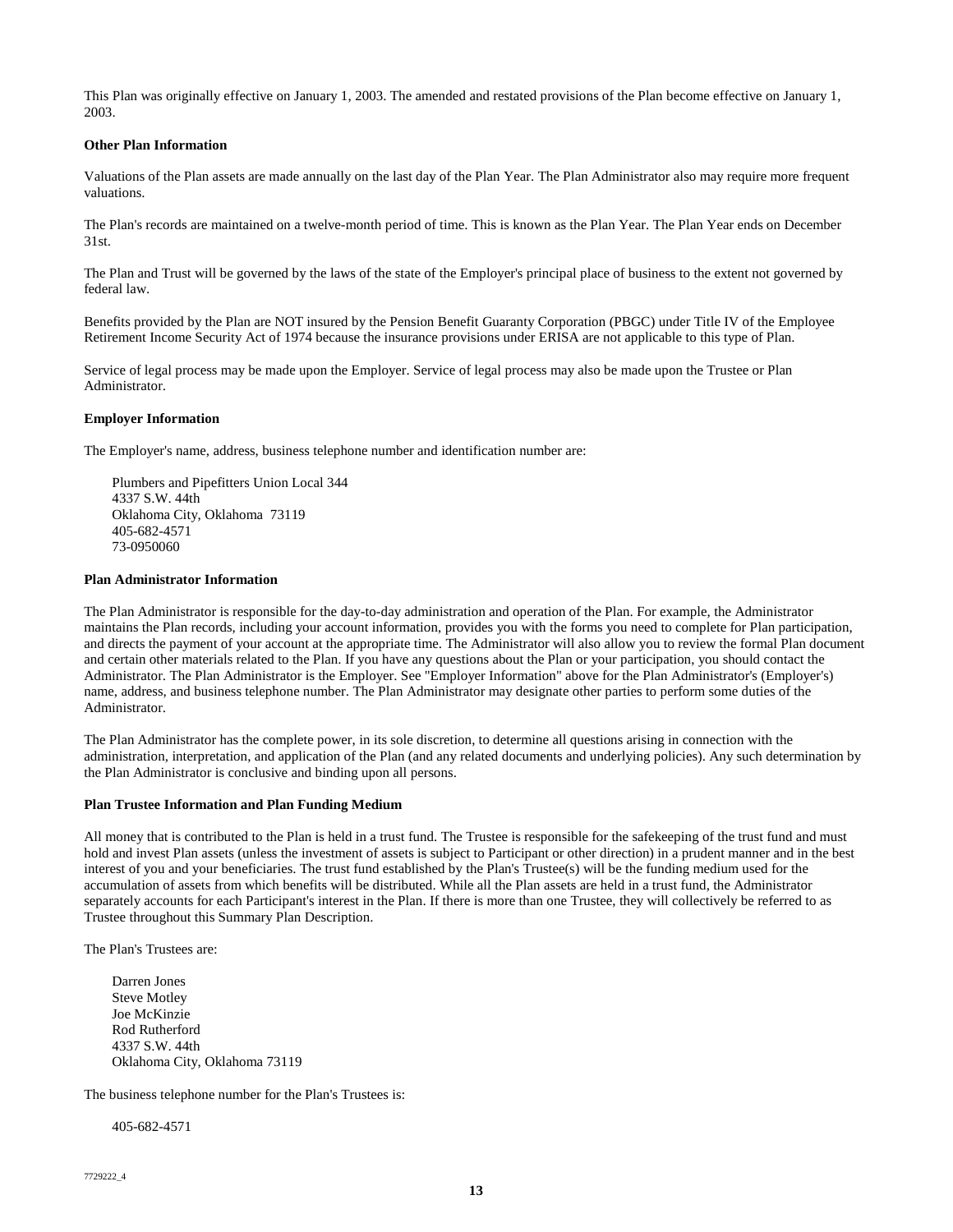This Plan was originally effective on January 1, 2003. The amended and restated provisions of the Plan become effective on January 1, 2003.

**Other Plan Information**

Valuations of the Plan assets are made annually on the last day of the Plan Year. The Plan Administrator also may require more frequent valuations.

The Plan's records are maintained on a twelve-month period of time. This is known as the Plan Year. The Plan Year ends on December 31st.

The Plan and Trust will be governed by the laws of the state of the Employer's principal place of business to the extent not governed by federal law.

Benefits provided by the Plan are NOT insured by the Pension Benefit Guaranty Corporation (PBGC) under Title IV of the Employee Retirement Income Security Act of 1974 because the insurance provisions under ERISA are not applicable to this type of Plan.

Service of legal process may be made upon the Employer. Service of legal process may also be made upon the Trustee or Plan Administrator.

**Employer Information**

The Employer's name, address, business telephone number and identification number are:

Plumbers and Pipefitters Union Local 344
4337 S.W. 44th
Oklahoma City, Oklahoma 73119
405-682-4571
73-0950060

**Plan Administrator Information**

The Plan Administrator is responsible for the day-to-day administration and operation of the Plan. For example, the Administrator maintains the Plan records, including your account information, provides you with the forms you need to complete for Plan participation, and directs the payment of your account at the appropriate time. The Administrator will also allow you to review the formal Plan document and certain other materials related to the Plan. If you have any questions about the Plan or your participation, you should contact the Administrator. The Plan Administrator is the Employer. See "Employer Information" above for the Plan Administrator's (Employer's) name, address, and business telephone number. The Plan Administrator may designate other parties to perform some duties of the Administrator.

The Plan Administrator has the complete power, in its sole discretion, to determine all questions arising in connection with the administration, interpretation, and application of the Plan (and any related documents and underlying policies). Any such determination by the Plan Administrator is conclusive and binding upon all persons.

**Plan Trustee Information and Plan Funding Medium**

All money that is contributed to the Plan is held in a trust fund. The Trustee is responsible for the safekeeping of the trust fund and must hold and invest Plan assets (unless the investment of assets is subject to Participant or other direction) in a prudent manner and in the best interest of you and your beneficiaries. The trust fund established by the Plan's Trustee(s) will be the funding medium used for the accumulation of assets from which benefits will be distributed. While all the Plan assets are held in a trust fund, the Administrator separately accounts for each Participant's interest in the Plan. If there is more than one Trustee, they will collectively be referred to as Trustee throughout this Summary Plan Description.

The Plan's Trustees are:

Darren Jones
Steve Motley
Joe McKinzie
Rod Rutherford
4337 S.W. 44th
Oklahoma City, Oklahoma 73119

The business telephone number for the Plan's Trustees is:

405-682-4571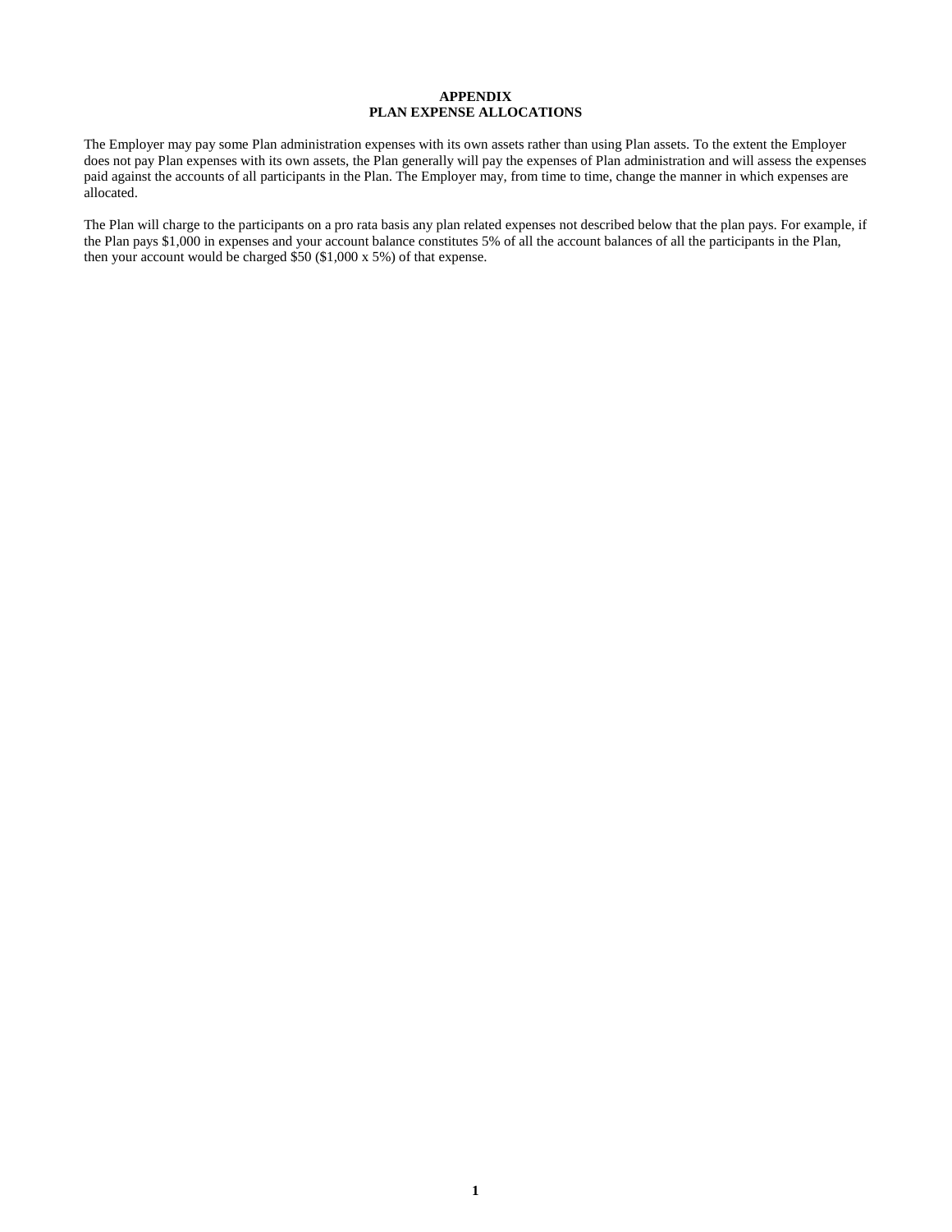# APPENDIX
# PLAN EXPENSE ALLOCATIONS

The Employer may pay some Plan administration expenses with its own assets rather than using Plan assets. To the extent the Employer does not pay Plan expenses with its own assets, the Plan generally will pay the expenses of Plan administration and will assess the expenses paid against the accounts of all participants in the Plan. The Employer may, from time to time, change the manner in which expenses are allocated.

The Plan will charge to the participants on a pro rata basis any plan related expenses not described below that the plan pays. For example, if the Plan pays $1,000 in expenses and your account balance constitutes 5% of all the account balances of all the participants in the Plan, then your account would be charged $50 ($1,000 x 5%) of that expense.